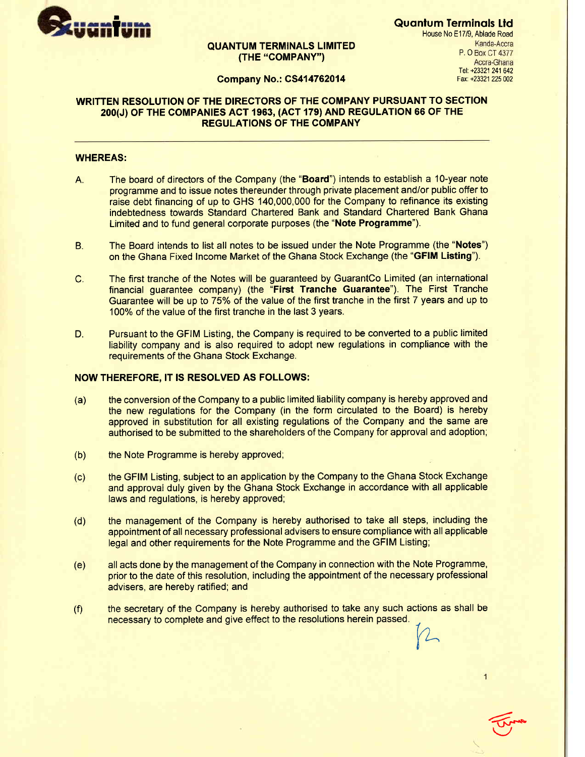**Quantum Terminals Ltd**
House No E17/9, Ablade Road
Kanda-Accra
P. O Box CT 4377
Accra-Ghana
Tel: +23321 241 642
Fax: +23321 225 002

**QUANTUM TERMINALS LIMITED**
**(THE "COMPANY")**

**Company No.: CS414762014**

**WRITTEN RESOLUTION OF THE DIRECTORS OF THE COMPANY PURSUANT TO SECTION 200(J) OF THE COMPANIES ACT 1963, (ACT 179) AND REGULATION 66 OF THE REGULATIONS OF THE COMPANY**

---

**WHEREAS:**

A. The board of directors of the Company (the "**Board**") intends to establish a 10-year note programme and to issue notes thereunder through private placement and/or public offer to raise debt financing of up to GHS 140,000,000 for the Company to refinance its existing indebtedness towards Standard Chartered Bank and Standard Chartered Bank Ghana Limited and to fund general corporate purposes (the "**Note Programme**").

B. The Board intends to list all notes to be issued under the Note Programme (the "**Notes**") on the Ghana Fixed Income Market of the Ghana Stock Exchange (the "**GFIM Listing**").

C. The first tranche of the Notes will be guaranteed by GuarantCo Limited (an international financial guarantee company) (the "**First Tranche Guarantee**"). The First Tranche Guarantee will be up to 75% of the value of the first tranche in the first 7 years and up to 100% of the value of the first tranche in the last 3 years.

D. Pursuant to the GFIM Listing, the Company is required to be converted to a public limited liability company and is also required to adopt new regulations in compliance with the requirements of the Ghana Stock Exchange.

**NOW THEREFORE, IT IS RESOLVED AS FOLLOWS:**

(a) the conversion of the Company to a public limited liability company is hereby approved and the new regulations for the Company (in the form circulated to the Board) is hereby approved in substitution for all existing regulations of the Company and the same are authorised to be submitted to the shareholders of the Company for approval and adoption;

(b) the Note Programme is hereby approved;

(c) the GFIM Listing, subject to an application by the Company to the Ghana Stock Exchange and approval duly given by the Ghana Stock Exchange in accordance with all applicable laws and regulations, is hereby approved;

(d) the management of the Company is hereby authorised to take all steps, including the appointment of all necessary professional advisers to ensure compliance with all applicable legal and other requirements for the Note Programme and the GFIM Listing;

(e) all acts done by the management of the Company in connection with the Note Programme, prior to the date of this resolution, including the appointment of the necessary professional advisers, are hereby ratified; and

(f) the secretary of the Company is hereby authorised to take any such actions as shall be necessary to complete and give effect to the resolutions herein passed.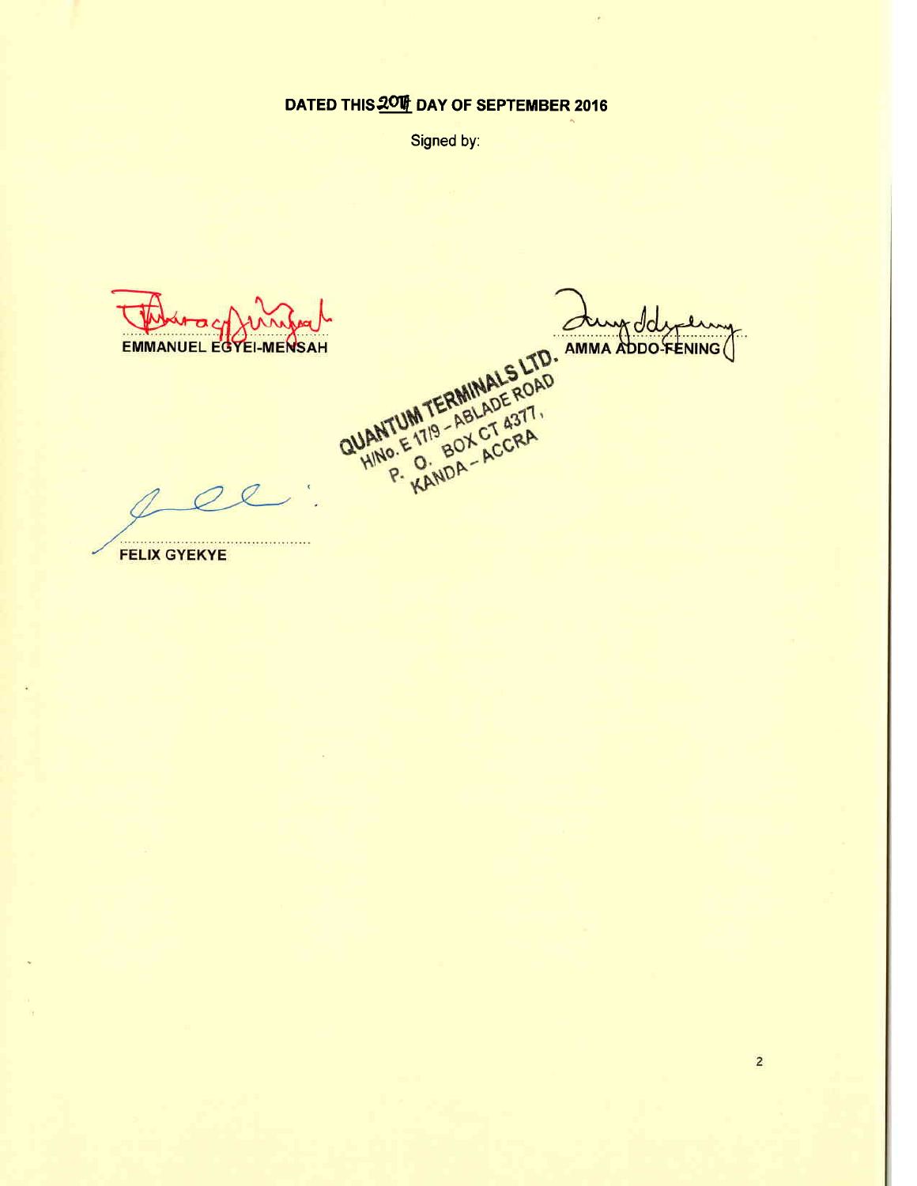**DATED THIS 20th DAY OF SEPTEMBER 2016**

Signed by:

..........................................
EMMANUEL EGYEI-MENSAH

..........................................
AMMA ADDO-FENING

QUANTUM TERMINALS LTD.
H/No. E 17/9 - ABLADE ROAD
P. O. BOX CT 4377,
KANDA - ACCRA

..........................................
FELIX GYEKYE